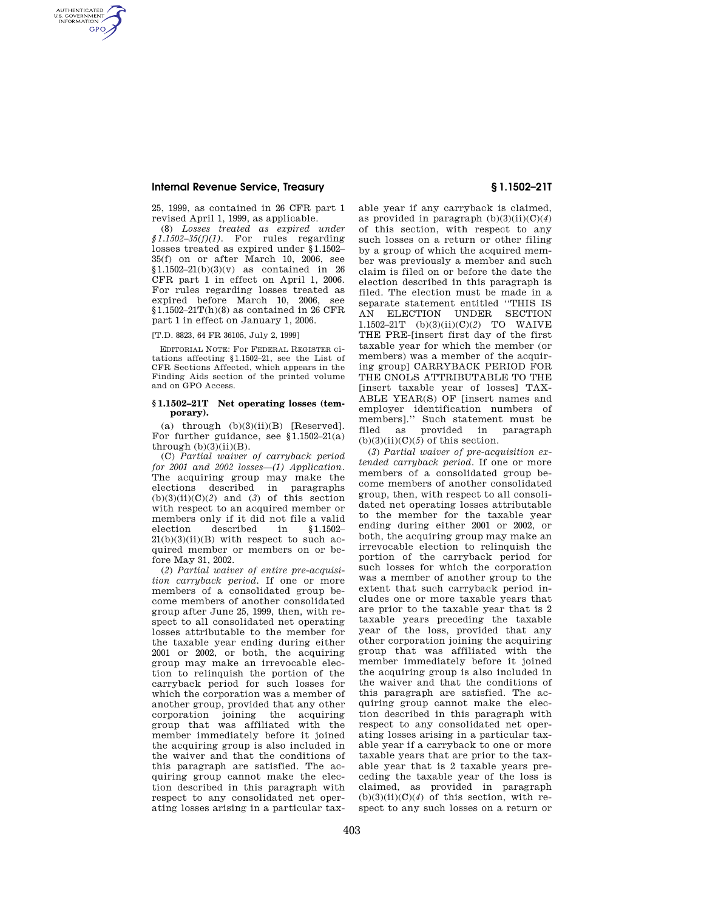25, 1999, as contained in 26 CFR part 1 revised April 1, 1999, as applicable.

(8) *Losses treated as expired under §1.1502–35(f)(1).* For rules regarding losses treated as expired under §1.1502–35(f) on or after March 10, 2006, see §1.1502–21(b)(3)(v) as contained in 26 CFR part 1 in effect on April 1, 2006. For rules regarding losses treated as expired before March 10, 2006, see §1.1502–21T(h)(8) as contained in 26 CFR part 1 in effect on January 1, 2006.

[T.D. 8823, 64 FR 36105, July 2, 1999]

EDITORIAL NOTE: For FEDERAL REGISTER citations affecting §1.1502–21, see the List of CFR Sections Affected, which appears in the Finding Aids section of the printed volume and on GPO Access.

### §1.1502–21T Net operating losses (temporary).

(a) through (b)(3)(ii)(B) [Reserved]. For further guidance, see §1.1502–21(a) through (b)(3)(ii)(B).

(C) *Partial waiver of carryback period for 2001 and 2002 losses*—*(1) Application.* The acquiring group may make the elections described in paragraphs (b)(3)(ii)(C)(*2*) and (*3*) of this section with respect to an acquired member or members only if it did not file a valid election described in §1.1502–21(b)(3)(ii)(B) with respect to such acquired member or members on or before May 31, 2002.

(*2*) *Partial waiver of entire pre-acquisition carryback period.* If one or more members of a consolidated group become members of another consolidated group after June 25, 1999, then, with respect to all consolidated net operating losses attributable to the member for the taxable year ending during either 2001 or 2002, or both, the acquiring group may make an irrevocable election to relinquish the portion of the carryback period for such losses for which the corporation was a member of another group, provided that any other corporation joining the acquiring group that was affiliated with the member immediately before it joined the acquiring group is also included in the waiver and that the conditions of this paragraph are satisfied. The acquiring group cannot make the election described in this paragraph with respect to any consolidated net operating losses arising in a particular taxable year if any carryback is claimed, as provided in paragraph (b)(3)(ii)(C)(*4*) of this section, with respect to any such losses on a return or other filing by a group of which the acquired member was previously a member and such claim is filed on or before the date the election described in this paragraph is filed. The election must be made in a separate statement entitled ''THIS IS AN ELECTION UNDER SECTION 1.1502–21T (b)(3)(ii)(C)(*2*) TO WAIVE THE PRE-[insert first day of the first taxable year for which the member (or members) was a member of the acquiring group] CARRYBACK PERIOD FOR THE CNOLS ATTRIBUTABLE TO THE [insert taxable year of losses] TAXABLE YEAR(S) OF [insert names and employer identification numbers of members].'' Such statement must be filed as provided in paragraph (b)(3)(ii)(C)(*5*) of this section.

(*3*) *Partial waiver of pre-acquisition extended carryback period.* If one or more members of a consolidated group become members of another consolidated group, then, with respect to all consolidated net operating losses attributable to the member for the taxable year ending during either 2001 or 2002, or both, the acquiring group may make an irrevocable election to relinquish the portion of the carryback period for such losses for which the corporation was a member of another group to the extent that such carryback period includes one or more taxable years that are prior to the taxable year that is 2 taxable years preceding the taxable year of the loss, provided that any other corporation joining the acquiring group that was affiliated with the member immediately before it joined the acquiring group is also included in the waiver and that the conditions of this paragraph are satisfied. The acquiring group cannot make the election described in this paragraph with respect to any consolidated net operating losses arising in a particular taxable year if a carryback to one or more taxable years that are prior to the taxable year that is 2 taxable years preceding the taxable year of the loss is claimed, as provided in paragraph (b)(3)(ii)(C)(*4*) of this section, with respect to any such losses on a return or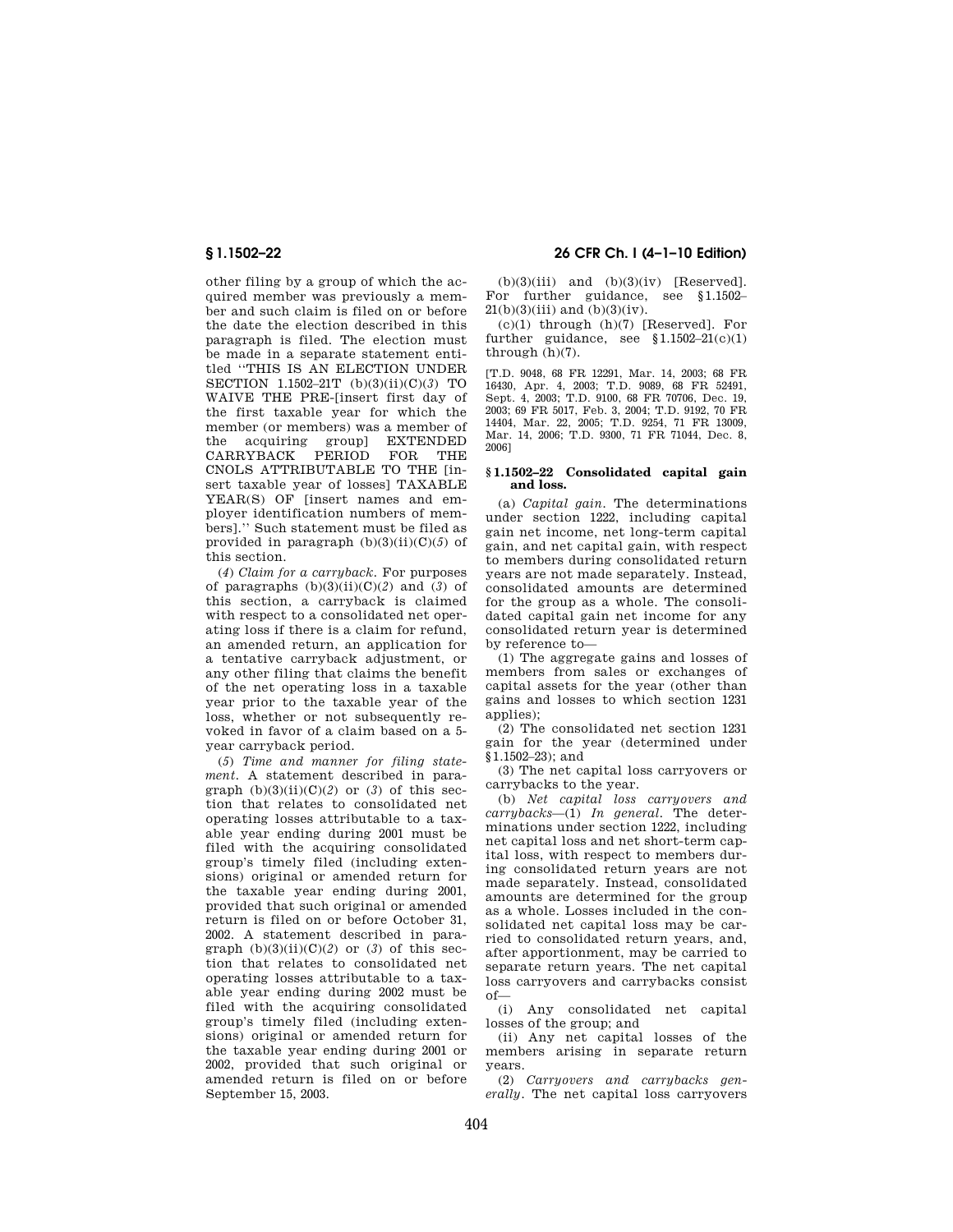other filing by a group of which the acquired member was previously a member and such claim is filed on or before the date the election described in this paragraph is filed. The election must be made in a separate statement entitled ''THIS IS AN ELECTION UNDER SECTION 1.1502–21T (b)(3)(ii)(C)(*3*) TO WAIVE THE PRE-[insert first day of the first taxable year for which the member (or members) was a member of the acquiring group] EXTENDED CARRYBACK PERIOD FOR THE CNOLS ATTRIBUTABLE TO THE [insert taxable year of losses] TAXABLE YEAR(S) OF [insert names and employer identification numbers of members].'' Such statement must be filed as provided in paragraph (b)(3)(ii)(C)(*5*) of this section.

(*4*) *Claim for a carryback.* For purposes of paragraphs (b)(3)(ii)(C)(*2*) and (*3*) of this section, a carryback is claimed with respect to a consolidated net operating loss if there is a claim for refund, an amended return, an application for a tentative carryback adjustment, or any other filing that claims the benefit of the net operating loss in a taxable year prior to the taxable year of the loss, whether or not subsequently revoked in favor of a claim based on a 5-year carryback period.

(*5*) *Time and manner for filing statement.* A statement described in paragraph (b)(3)(ii)(C)(*2*) or (*3*) of this section that relates to consolidated net operating losses attributable to a taxable year ending during 2001 must be filed with the acquiring consolidated group's timely filed (including extensions) original or amended return for the taxable year ending during 2001, provided that such original or amended return is filed on or before October 31, 2002. A statement described in paragraph (b)(3)(ii)(C)(*2*) or (*3*) of this section that relates to consolidated net operating losses attributable to a taxable year ending during 2002 must be filed with the acquiring consolidated group's timely filed (including extensions) original or amended return for the taxable year ending during 2001 or 2002, provided that such original or amended return is filed on or before September 15, 2003.

(b)(3)(iii) and (b)(3)(iv) [Reserved]. For further guidance, see §1.1502–21(b)(3)(iii) and (b)(3)(iv).

(c)(1) through (h)(7) [Reserved]. For further guidance, see §1.1502–21(c)(1) through (h)(7).

[T.D. 9048, 68 FR 12291, Mar. 14, 2003; 68 FR 16430, Apr. 4, 2003; T.D. 9089, 68 FR 52491, Sept. 4, 2003; T.D. 9100, 68 FR 70706, Dec. 19, 2003; 69 FR 5017, Feb. 3, 2004; T.D. 9192, 70 FR 14404, Mar. 22, 2005; T.D. 9254, 71 FR 13009, Mar. 14, 2006; T.D. 9300, 71 FR 71044, Dec. 8, 2006]

## § 1.1502–22 Consolidated capital gain and loss.

(a) *Capital gain.* The determinations under section 1222, including capital gain net income, net long-term capital gain, and net capital gain, with respect to members during consolidated return years are not made separately. Instead, consolidated amounts are determined for the group as a whole. The consolidated capital gain net income for any consolidated return year is determined by reference to—

(1) The aggregate gains and losses of members from sales or exchanges of capital assets for the year (other than gains and losses to which section 1231 applies);

(2) The consolidated net section 1231 gain for the year (determined under §1.1502–23); and

(3) The net capital loss carryovers or carrybacks to the year.

(b) *Net capital loss carryovers and carrybacks*—(1) *In general.* The determinations under section 1222, including net capital loss and net short-term capital loss, with respect to members during consolidated return years are not made separately. Instead, consolidated amounts are determined for the group as a whole. Losses included in the consolidated net capital loss may be carried to consolidated return years, and, after apportionment, may be carried to separate return years. The net capital loss carryovers and carrybacks consist of—

(i) Any consolidated net capital losses of the group; and

(ii) Any net capital losses of the members arising in separate return years.

(2) *Carryovers and carrybacks generally.* The net capital loss carryovers